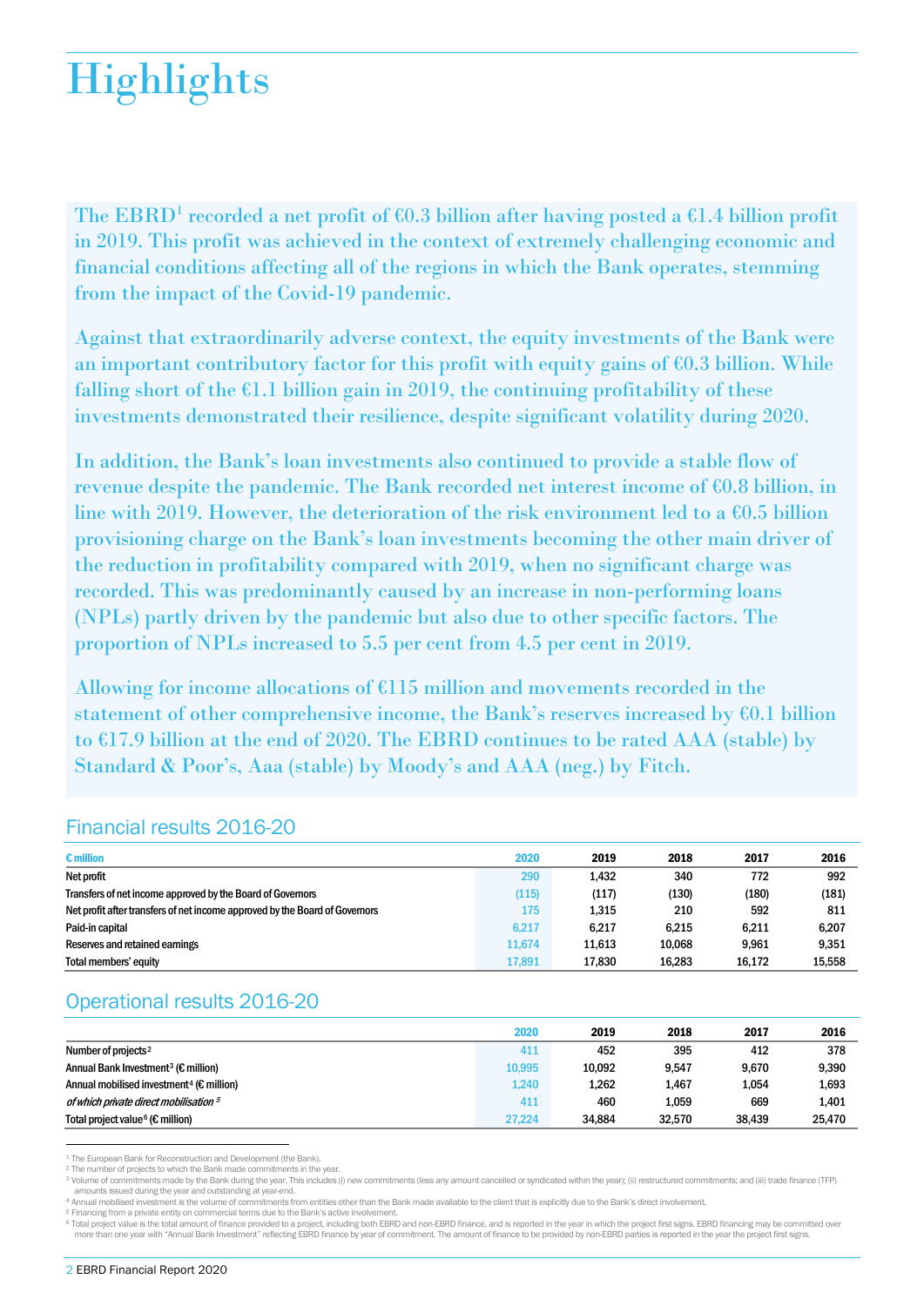# Highlights

The EBRD[1] recorded a net profit of €0.3 billion after having posted a €1.4 billion profit in 2019. This profit was achieved in the context of extremely challenging economic and financial conditions affecting all of the regions in which the Bank operates, stemming from the impact of the Covid-19 pandemic.

Against that extraordinarily adverse context, the equity investments of the Bank were an important contributory factor for this profit with equity gains of €0.3 billion. While falling short of the €1.1 billion gain in 2019, the continuing profitability of these investments demonstrated their resilience, despite significant volatility during 2020.

In addition, the Bank's loan investments also continued to provide a stable flow of revenue despite the pandemic. The Bank recorded net interest income of €0.8 billion, in line with 2019. However, the deterioration of the risk environment led to a €0.5 billion provisioning charge on the Bank's loan investments becoming the other main driver of the reduction in profitability compared with 2019, when no significant charge was recorded. This was predominantly caused by an increase in non-performing loans (NPLs) partly driven by the pandemic but also due to other specific factors. The proportion of NPLs increased to 5.5 per cent from 4.5 per cent in 2019.

Allowing for income allocations of €115 million and movements recorded in the statement of other comprehensive income, the Bank's reserves increased by €0.1 billion to €17.9 billion at the end of 2020. The EBRD continues to be rated AAA (stable) by Standard & Poor's, Aaa (stable) by Moody's and AAA (neg.) by Fitch.

## Financial results 2016-20

| € million | 2020 | 2019 | 2018 | 2017 | 2016 |
|---|---|---|---|---|---|
| Net profit | 290 | 1,432 | 340 | 772 | 992 |
| Transfers of net income approved by the Board of Governors | (115) | (117) | (130) | (180) | (181) |
| Net profit after transfers of net income approved by the Board of Governors | 175 | 1,315 | 210 | 592 | 811 |
| Paid-in capital | 6,217 | 6,217 | 6,215 | 6,211 | 6,207 |
| Reserves and retained earnings | 11,674 | 11,613 | 10,068 | 9,961 | 9,351 |
| Total members' equity | 17,891 | 17,830 | 16,283 | 16,172 | 15,558 |

## Operational results 2016-20

| | 2020 | 2019 | 2018 | 2017 | 2016 |
|---|---|---|---|---|---|
| Number of projects[2] | 411 | 452 | 395 | 412 | 378 |
| Annual Bank Investment[3] (€ million) | 10,995 | 10,092 | 9,547 | 9,670 | 9,390 |
| Annual mobilised investment[4] (€ million) | 1,240 | 1,262 | 1,467 | 1,054 | 1,693 |
| *of which private direct mobilisation [5]* | 411 | 460 | 1,059 | 669 | 1,401 |
| Total project value[6] (€ million) | 27,224 | 34,884 | 32,570 | 38,439 | 25,470 |

[1] The European Bank for Reconstruction and Development (the Bank).
[2] The number of projects to which the Bank made commitments in the year.
[3] Volume of commitments made by the Bank during the year. This includes (i) new commitments (less any amount cancelled or syndicated within the year); (ii) restructured commitments; and (iii) trade finance (TFP) amounts issued during the year and outstanding at year-end.
[4] Annual mobilised investment is the volume of commitments from entities other than the Bank made available to the client that is explicitly due to the Bank's direct involvement.
[5] Financing from a private entity on commercial terms due to the Bank's active involvement.
[6] Total project value is the total amount of finance provided to a project, including both EBRD and non-EBRD finance, and is reported in the year in which the project first signs. EBRD financing may be committed over more than one year with "Annual Bank Investment" reflecting EBRD finance by year of commitment. The amount of finance to be provided by non-EBRD parties is reported in the year the project first signs.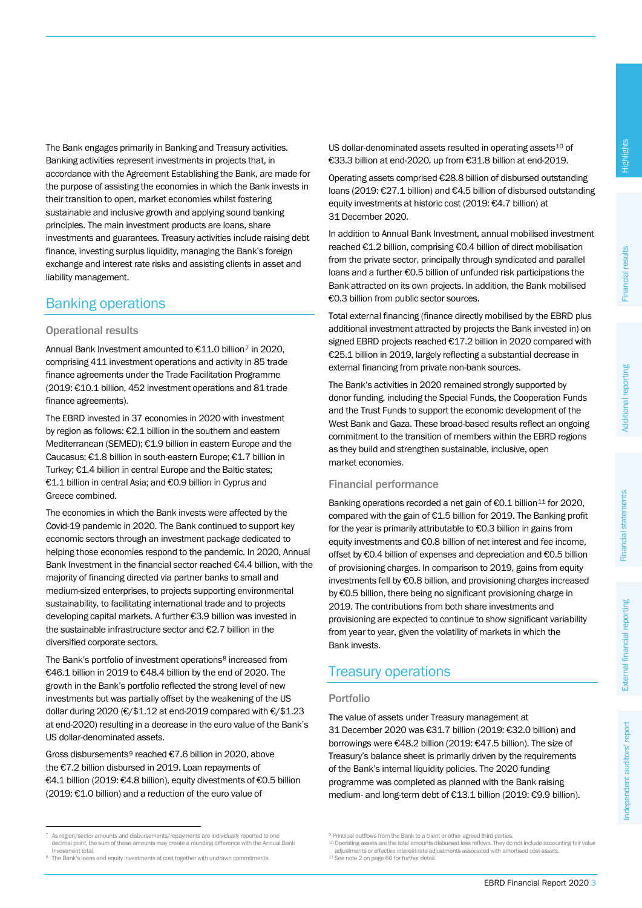The Bank engages primarily in Banking and Treasury activities. Banking activities represent investments in projects that, in accordance with the Agreement Establishing the Bank, are made for the purpose of assisting the economies in which the Bank invests in their transition to open, market economies whilst fostering sustainable and inclusive growth and applying sound banking principles. The main investment products are loans, share investments and guarantees. Treasury activities include raising debt finance, investing surplus liquidity, managing the Bank's foreign exchange and interest rate risks and assisting clients in asset and liability management.

## Banking operations

### Operational results

Annual Bank Investment amounted to €11.0 billion[7] in 2020, comprising 411 investment operations and activity in 85 trade finance agreements under the Trade Facilitation Programme (2019: €10.1 billion, 452 investment operations and 81 trade finance agreements).

The EBRD invested in 37 economies in 2020 with investment by region as follows: €2.1 billion in the southern and eastern Mediterranean (SEMED); €1.9 billion in eastern Europe and the Caucasus; €1.8 billion in south-eastern Europe; €1.7 billion in Turkey; €1.4 billion in central Europe and the Baltic states; €1.1 billion in central Asia; and €0.9 billion in Cyprus and Greece combined.

The economies in which the Bank invests were affected by the Covid-19 pandemic in 2020. The Bank continued to support key economic sectors through an investment package dedicated to helping those economies respond to the pandemic. In 2020, Annual Bank Investment in the financial sector reached €4.4 billion, with the majority of financing directed via partner banks to small and medium-sized enterprises, to projects supporting environmental sustainability, to facilitating international trade and to projects developing capital markets. A further €3.9 billion was invested in the sustainable infrastructure sector and €2.7 billion in the diversified corporate sectors.

The Bank's portfolio of investment operations[8] increased from €46.1 billion in 2019 to €48.4 billion by the end of 2020. The growth in the Bank's portfolio reflected the strong level of new investments but was partially offset by the weakening of the US dollar during 2020 (€/$1.12 at end-2019 compared with €/$1.23 at end-2020) resulting in a decrease in the euro value of the Bank's US dollar-denominated assets.

Gross disbursements[9] reached €7.6 billion in 2020, above the €7.2 billion disbursed in 2019. Loan repayments of €4.1 billion (2019: €4.8 billion), equity divestments of €0.5 billion (2019: €1.0 billion) and a reduction of the euro value of US dollar-denominated assets resulted in operating assets[10] of €33.3 billion at end-2020, up from €31.8 billion at end-2019.

Operating assets comprised €28.8 billion of disbursed outstanding loans (2019: €27.1 billion) and €4.5 billion of disbursed outstanding equity investments at historic cost (2019: €4.7 billion) at 31 December 2020.

In addition to Annual Bank Investment, annual mobilised investment reached €1.2 billion, comprising €0.4 billion of direct mobilisation from the private sector, principally through syndicated and parallel loans and a further €0.5 billion of unfunded risk participations the Bank attracted on its own projects. In addition, the Bank mobilised €0.3 billion from public sector sources.

Total external financing (finance directly mobilised by the EBRD plus additional investment attracted by projects the Bank invested in) on signed EBRD projects reached €17.2 billion in 2020 compared with €25.1 billion in 2019, largely reflecting a substantial decrease in external financing from private non-bank sources.

The Bank's activities in 2020 remained strongly supported by donor funding, including the Special Funds, the Cooperation Funds and the Trust Funds to support the economic development of the West Bank and Gaza. These broad-based results reflect an ongoing commitment to the transition of members within the EBRD regions as they build and strengthen sustainable, inclusive, open market economies.

### Financial performance

Banking operations recorded a net gain of €0.1 billion[11] for 2020, compared with the gain of €1.5 billion for 2019. The Banking profit for the year is primarily attributable to €0.3 billion in gains from equity investments and €0.8 billion of net interest and fee income, offset by €0.4 billion of expenses and depreciation and €0.5 billion of provisioning charges. In comparison to 2019, gains from equity investments fell by €0.8 billion, and provisioning charges increased by €0.5 billion, there being no significant provisioning charge in 2019. The contributions from both share investments and provisioning are expected to continue to show significant variability from year to year, given the volatility of markets in which the Bank invests.

## Treasury operations

### Portfolio

The value of assets under Treasury management at 31 December 2020 was €31.7 billion (2019: €32.0 billion) and borrowings were €48.2 billion (2019: €47.5 billion). The size of Treasury's balance sheet is primarily driven by the requirements of the Bank's internal liquidity policies. The 2020 funding programme was completed as planned with the Bank raising medium- and long-term debt of €13.1 billion (2019: €9.9 billion).

---

[7] As region/sector amounts and disbursements/repayments are individually reported to one decimal point, the sum of these amounts may create a rounding difference with the Annual Bank Investment total.

[8] The Bank's loans and equity investments at cost together with undrawn commitments.

[9] Principal outflows from the Bank to a client or other agreed third parties.

[10] Operating assets are the total amounts disbursed less reflows. They do not include accounting fair value adjustments or effective interest rate adjustments associated with amortised cost assets.

[11] See note 2 on page 60 for further detail.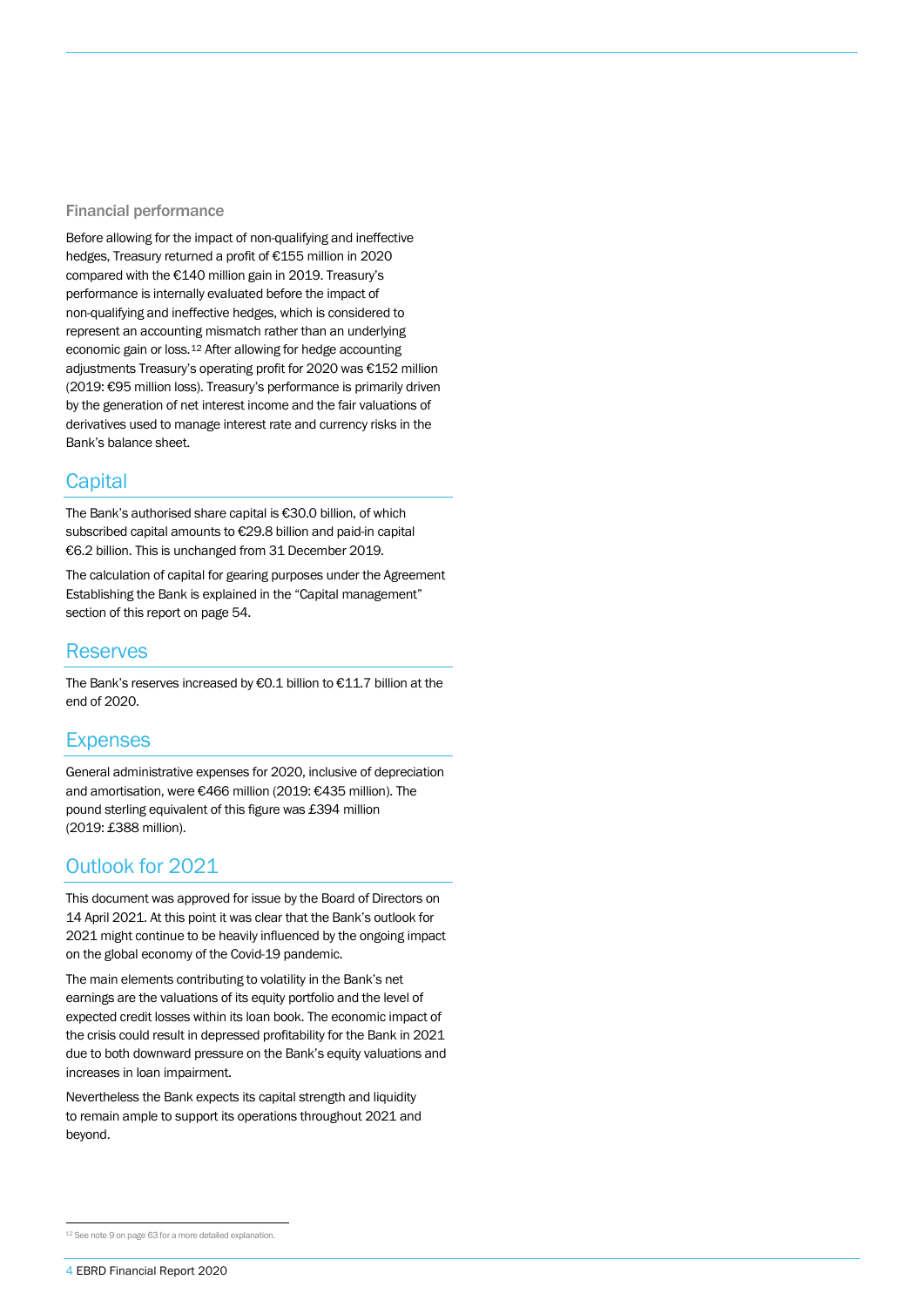### Financial performance

Before allowing for the impact of non-qualifying and ineffective hedges, Treasury returned a profit of €155 million in 2020 compared with the €140 million gain in 2019. Treasury's performance is internally evaluated before the impact of non-qualifying and ineffective hedges, which is considered to represent an accounting mismatch rather than an underlying economic gain or loss.[12] After allowing for hedge accounting adjustments Treasury's operating profit for 2020 was €152 million (2019: €95 million loss). Treasury's performance is primarily driven by the generation of net interest income and the fair valuations of derivatives used to manage interest rate and currency risks in the Bank's balance sheet.

## Capital

The Bank's authorised share capital is €30.0 billion, of which subscribed capital amounts to €29.8 billion and paid-in capital €6.2 billion. This is unchanged from 31 December 2019.

The calculation of capital for gearing purposes under the Agreement Establishing the Bank is explained in the "Capital management" section of this report on page 54.

## Reserves

The Bank's reserves increased by €0.1 billion to €11.7 billion at the end of 2020.

## Expenses

General administrative expenses for 2020, inclusive of depreciation and amortisation, were €466 million (2019: €435 million). The pound sterling equivalent of this figure was £394 million (2019: £388 million).

## Outlook for 2021

This document was approved for issue by the Board of Directors on 14 April 2021. At this point it was clear that the Bank's outlook for 2021 might continue to be heavily influenced by the ongoing impact on the global economy of the Covid-19 pandemic.

The main elements contributing to volatility in the Bank's net earnings are the valuations of its equity portfolio and the level of expected credit losses within its loan book. The economic impact of the crisis could result in depressed profitability for the Bank in 2021 due to both downward pressure on the Bank's equity valuations and increases in loan impairment.

Nevertheless the Bank expects its capital strength and liquidity to remain ample to support its operations throughout 2021 and beyond.

[12] See note 9 on page 63 for a more detailed explanation.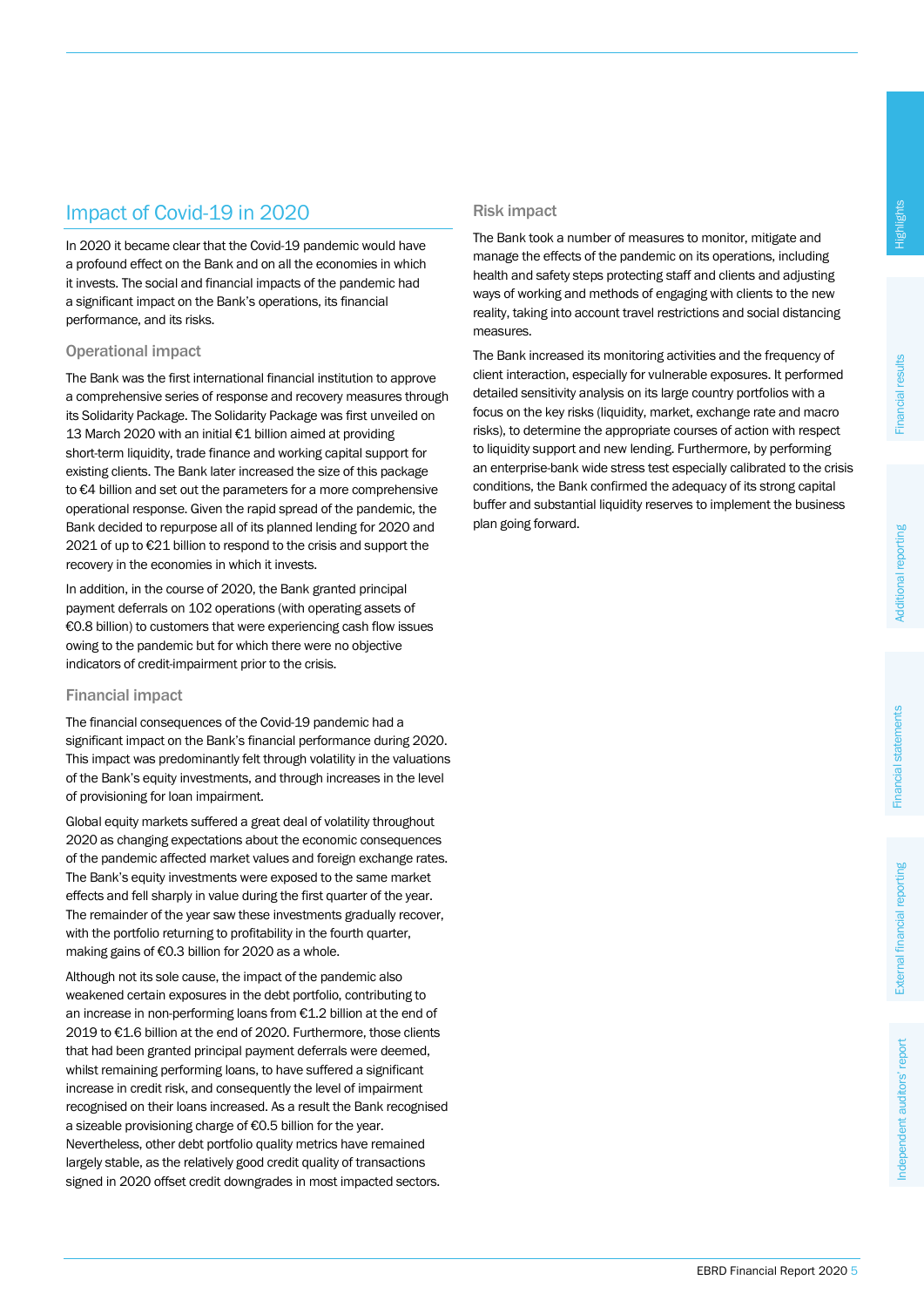## Impact of Covid-19 in 2020

In 2020 it became clear that the Covid-19 pandemic would have a profound effect on the Bank and on all the economies in which it invests. The social and financial impacts of the pandemic had a significant impact on the Bank's operations, its financial performance, and its risks.

### Operational impact

The Bank was the first international financial institution to approve a comprehensive series of response and recovery measures through its Solidarity Package. The Solidarity Package was first unveiled on 13 March 2020 with an initial €1 billion aimed at providing short-term liquidity, trade finance and working capital support for existing clients. The Bank later increased the size of this package to €4 billion and set out the parameters for a more comprehensive operational response. Given the rapid spread of the pandemic, the Bank decided to repurpose all of its planned lending for 2020 and 2021 of up to €21 billion to respond to the crisis and support the recovery in the economies in which it invests.

In addition, in the course of 2020, the Bank granted principal payment deferrals on 102 operations (with operating assets of €0.8 billion) to customers that were experiencing cash flow issues owing to the pandemic but for which there were no objective indicators of credit-impairment prior to the crisis.

### Financial impact

The financial consequences of the Covid-19 pandemic had a significant impact on the Bank's financial performance during 2020. This impact was predominantly felt through volatility in the valuations of the Bank's equity investments, and through increases in the level of provisioning for loan impairment.

Global equity markets suffered a great deal of volatility throughout 2020 as changing expectations about the economic consequences of the pandemic affected market values and foreign exchange rates. The Bank's equity investments were exposed to the same market effects and fell sharply in value during the first quarter of the year. The remainder of the year saw these investments gradually recover, with the portfolio returning to profitability in the fourth quarter, making gains of €0.3 billion for 2020 as a whole.

Although not its sole cause, the impact of the pandemic also weakened certain exposures in the debt portfolio, contributing to an increase in non-performing loans from €1.2 billion at the end of 2019 to €1.6 billion at the end of 2020. Furthermore, those clients that had been granted principal payment deferrals were deemed, whilst remaining performing loans, to have suffered a significant increase in credit risk, and consequently the level of impairment recognised on their loans increased. As a result the Bank recognised a sizeable provisioning charge of €0.5 billion for the year. Nevertheless, other debt portfolio quality metrics have remained largely stable, as the relatively good credit quality of transactions signed in 2020 offset credit downgrades in most impacted sectors.

### Risk impact

The Bank took a number of measures to monitor, mitigate and manage the effects of the pandemic on its operations, including health and safety steps protecting staff and clients and adjusting ways of working and methods of engaging with clients to the new reality, taking into account travel restrictions and social distancing measures.

The Bank increased its monitoring activities and the frequency of client interaction, especially for vulnerable exposures. It performed detailed sensitivity analysis on its large country portfolios with a focus on the key risks (liquidity, market, exchange rate and macro risks), to determine the appropriate courses of action with respect to liquidity support and new lending. Furthermore, by performing an enterprise-bank wide stress test especially calibrated to the crisis conditions, the Bank confirmed the adequacy of its strong capital buffer and substantial liquidity reserves to implement the business plan going forward.